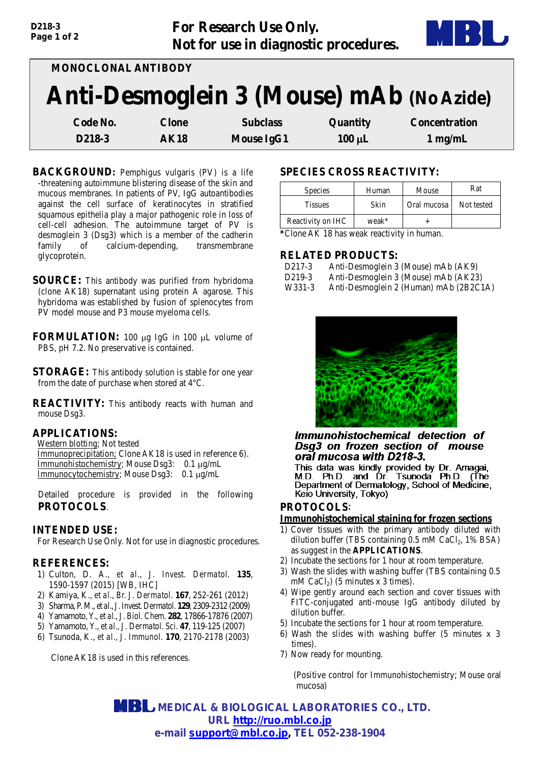For Research Use Only.
Not for use in diagnostic procedures.

MONOCLONAL ANTIBODY

# Anti-Desmoglein 3 (Mouse) mAb (No Azide)

| Code No. | Clone | Subclass | Quantity | Concentration |
|---|---|---|---|---|
| D218-3 | AK18 | Mouse IgG1 | 100 μL | 1 mg/mL |

**BACKGROUND:** Pemphigus vulgaris (PV) is a life-threatening autoimmune blistering disease of the skin and mucous membranes. In patients of PV, IgG autoantibodies against the cell surface of keratinocytes in stratified squamous epithelia play a major pathogenic role in loss of cell-cell adhesion. The autoimmune target of PV is desmoglein 3 (Dsg3) which is a member of the cadherin family of calcium-depending, transmembrane glycoprotein.

**SOURCE:** This antibody was purified from hybridoma (clone AK18) supernatant using protein A agarose. This hybridoma was established by fusion of splenocytes from PV model mouse and P3 mouse myeloma cells.

**FORMULATION:** 100 μg IgG in 100 μL volume of PBS, pH 7.2. No preservative is contained.

**STORAGE:** This antibody solution is stable for one year from the date of purchase when stored at 4°C.

**REACTIVITY:** This antibody reacts with human and mouse Dsg3.

## APPLICATIONS:

Western blotting; Not tested
Immunoprecipitation; Clone AK18 is used in reference 6).
Immunohistochemistry; Mouse Dsg3: 0.1 μg/mL
Immunocytochemistry; Mouse Dsg3: 0.1 μg/mL

Detailed procedure is provided in the following **PROTOCOLS**.

## INTENDED USE:

For Research Use Only. Not for use in diagnostic procedures.

## REFERENCES:

1) Culton, D. A., *et al*., *J. Invest. Dermatol.* **135**, 1590-1597 (2015) [WB, IHC]
2) Kamiya, K., *et al*., *Br. J. Dermatol.* **167**, 252-261 (2012)
3) Sharma, P. M., *et al*., *J. Invest. Dermatol.* **129**, 2309-2312 (2009)
4) Yamamoto, Y., *et al*., *J. Biol. Chem.* **282**, 17866-17876 (2007)
5) Yamamoto, Y., *et al*., *J. Dermatol. Sci.* **47**, 119-125 (2007)
6) Tsunoda, K., *et al*., *J. Immunol.* **170**, 2170-2178 (2003)

Clone AK18 is used in this references.

## SPECIES CROSS REACTIVITY:

| Species | Human | Mouse | Rat |
|---|---|---|---|
| Tissues | Skin | Oral mucosa | Not tested |
| Reactivity on IHC | weak* | + | |

*Clone AK 18 has weak reactivity in human.

## RELATED PRODUCTS:

D217-3 Anti-Desmoglein 3 (Mouse) mAb (AK9)
D219-3 Anti-Desmoglein 3 (Mouse) mAb (AK23)
W331-3 Anti-Desmoglein 2 (Human) mAb (2B2C1A)

***Immunohistochemical detection of Dsg3 on frozen section of mouse oral mucosa with D218-3.***
This data was kindly provided by Dr. Amagai, M.D. Ph.D. and Dr. Tsunoda Ph.D. (The Department of Dermatology, School of Medicine, Keio University, Tokyo)

## PROTOCOLS:

**Immunohistochemical staining for frozen sections**

1) Cover tissues with the primary antibody diluted with dilution buffer (TBS containing 0.5 mM $CaCl_2$, 1% BSA) as suggest in the **APPLICATIONS**.
2) Incubate the sections for 1 hour at room temperature.
3) Wash the slides with washing buffer (TBS containing 0.5 mM $CaCl_2$) (5 minutes x 3 times).
4) Wipe gently around each section and cover tissues with FITC-conjugated anti-mouse IgG antibody diluted by dilution buffer.
5) Incubate the sections for 1 hour at room temperature.
6) Wash the slides with washing buffer (5 minutes x 3 times).
7) Now ready for mounting.

(Positive control for Immunohistochemistry; Mouse oral mucosa)

MEDICAL & BIOLOGICAL LABORATORIES CO., LTD.
URL http://ruo.mbl.co.jp
e-mail support@mbl.co.jp, TEL 052-238-1904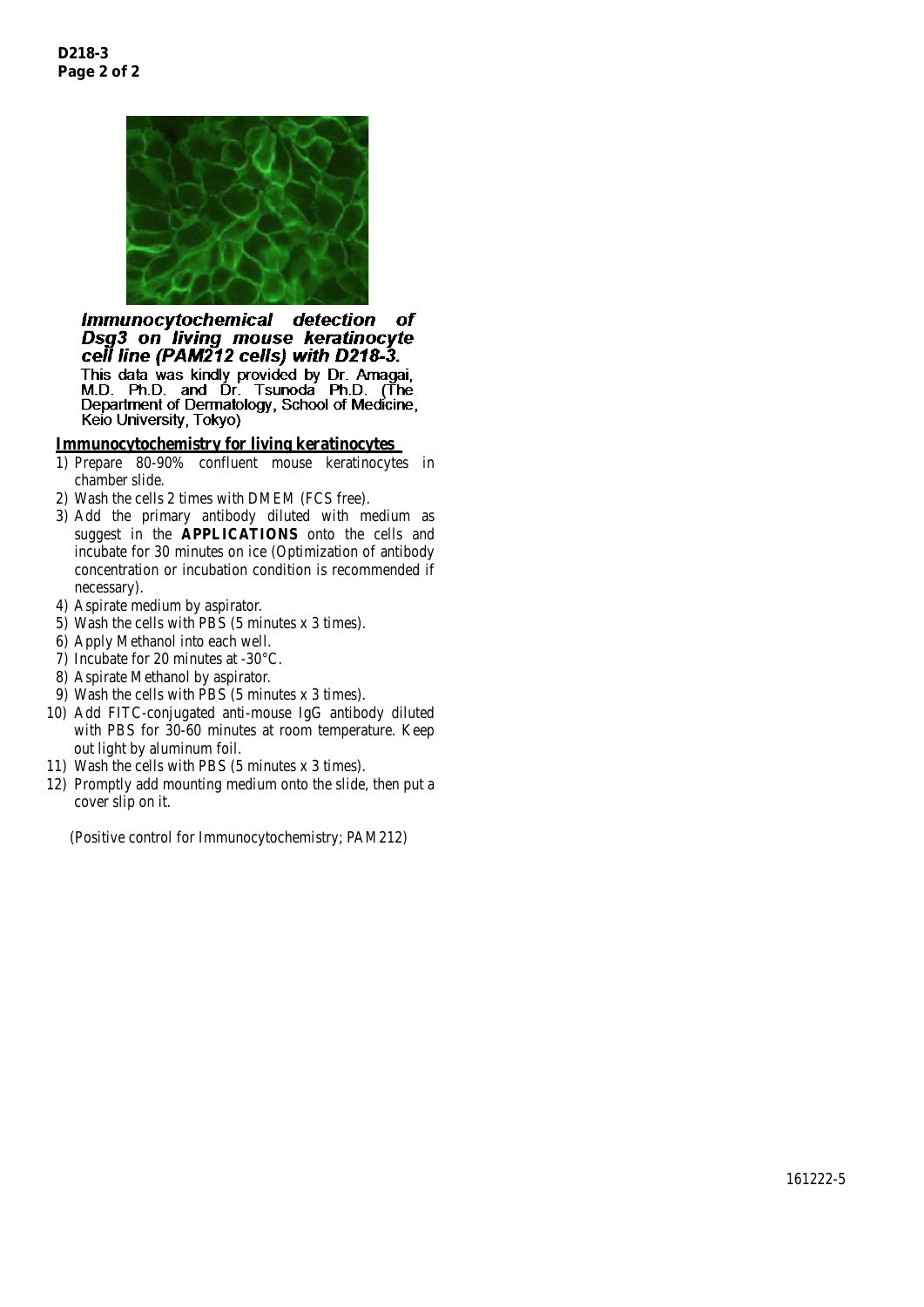***Immunocytochemical detection of Dsg3 on living mouse keratinocyte cell line (PAM212 cells) with D218-3.***

This data was kindly provided by Dr. Amagai, M.D. Ph.D. and Dr. Tsunoda Ph.D. (The Department of Dermatology, School of Medicine, Keio University, Tokyo)

## Immunocytochemistry for living keratinocytes

1) Prepare 80-90% confluent mouse keratinocytes in chamber slide.
2) Wash the cells 2 times with DMEM (FCS free).
3) Add the primary antibody diluted with medium as suggest in the **APPLICATIONS** onto the cells and incubate for 30 minutes on ice (Optimization of antibody concentration or incubation condition is recommended if necessary).
4) Aspirate medium by aspirator.
5) Wash the cells with PBS (5 minutes x 3 times).
6) Apply Methanol into each well.
7) Incubate for 20 minutes at -30°C.
8) Aspirate Methanol by aspirator.
9) Wash the cells with PBS (5 minutes x 3 times).
10) Add FITC-conjugated anti-mouse IgG antibody diluted with PBS for 30-60 minutes at room temperature. Keep out light by aluminum foil.
11) Wash the cells with PBS (5 minutes x 3 times).
12) Promptly add mounting medium onto the slide, then put a cover slip on it.

(Positive control for Immunocytochemistry; PAM212)

161222-5